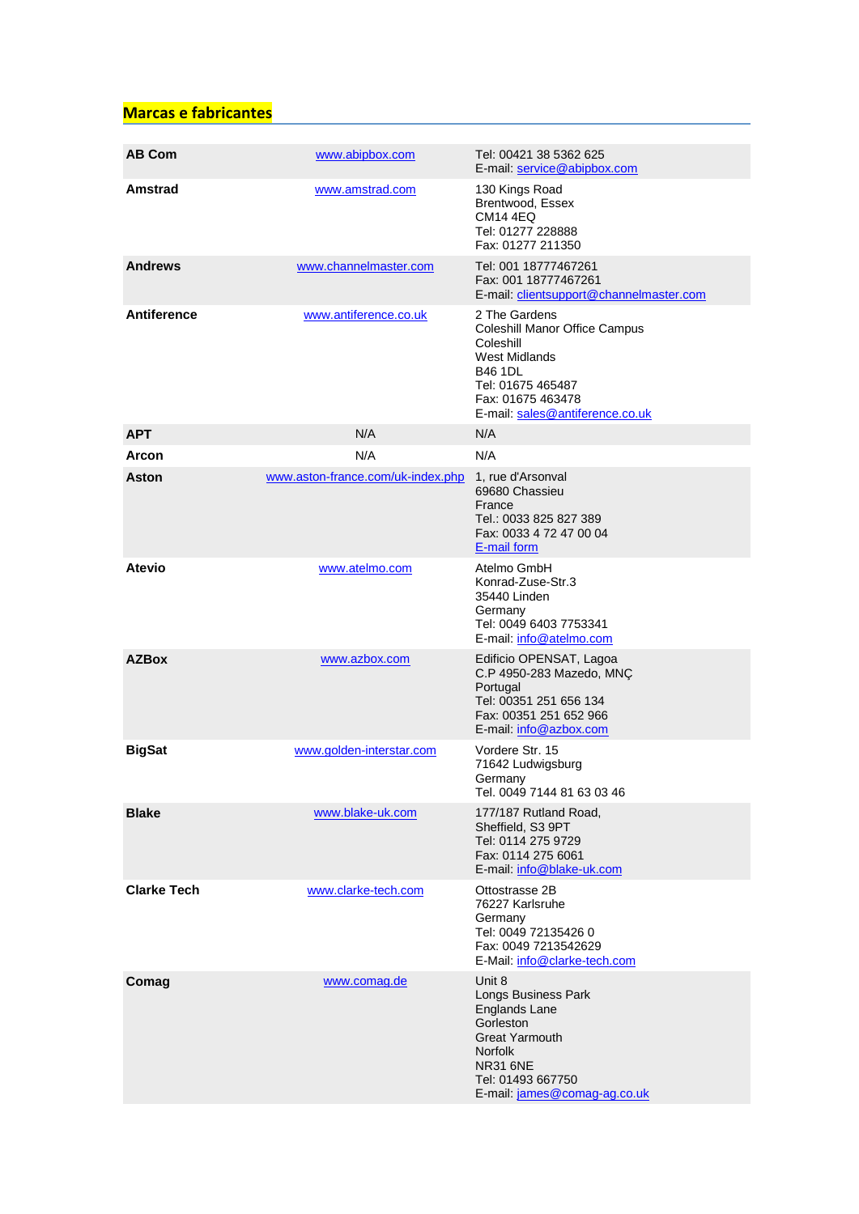# Marcas e fabricantes

| | | |
|---|---|---|
| **AB Com** | www.abipbox.com | Tel: 00421 38 5362 625<br>E-mail: service@abipbox.com |
| **Amstrad** | www.amstrad.com | 130 Kings Road<br>Brentwood, Essex<br>CM14 4EQ<br>Tel: 01277 228888<br>Fax: 01277 211350 |
| **Andrews** | www.channelmaster.com | Tel: 001 18777467261<br>Fax: 001 18777467261<br>E-mail: clientsupport@channelmaster.com |
| **Antiference** | www.antiference.co.uk | 2 The Gardens<br>Coleshill Manor Office Campus<br>Coleshill<br>West Midlands<br>B46 1DL<br>Tel: 01675 465487<br>Fax: 01675 463478<br>E-mail: sales@antiference.co.uk |
| **APT** | N/A | N/A |
| **Arcon** | N/A | N/A |
| **Aston** | www.aston-france.com/uk-index.php | 1, rue d'Arsonval<br>69680 Chassieu<br>France<br>Tel.: 0033 825 827 389<br>Fax: 0033 4 72 47 00 04<br>E-mail form |
| **Atevio** | www.atelmo.com | Atelmo GmbH<br>Konrad-Zuse-Str.3<br>35440 Linden<br>Germany<br>Tel: 0049 6403 7753341<br>E-mail: info@atelmo.com |
| **AZBox** | www.azbox.com | Edificio OPENSAT, Lagoa<br>C.P 4950-283 Mazedo, MNÇ<br>Portugal<br>Tel: 00351 251 656 134<br>Fax: 00351 251 652 966<br>E-mail: info@azbox.com |
| **BigSat** | www.golden-interstar.com | Vordere Str. 15<br>71642 Ludwigsburg<br>Germany<br>Tel. 0049 7144 81 63 03 46 |
| **Blake** | www.blake-uk.com | 177/187 Rutland Road,<br>Sheffield, S3 9PT<br>Tel: 0114 275 9729<br>Fax: 0114 275 6061<br>E-mail: info@blake-uk.com |
| **Clarke Tech** | www.clarke-tech.com | Ottostrasse 2B<br>76227 Karlsruhe<br>Germany<br>Tel: 0049 72135426 0<br>Fax: 0049 7213542629<br>E-Mail: info@clarke-tech.com |
| **Comag** | www.comag.de | Unit 8<br>Longs Business Park<br>Englands Lane<br>Gorleston<br>Great Yarmouth<br>Norfolk<br>NR31 6NE<br>Tel: 01493 667750<br>E-mail: james@comag-ag.co.uk |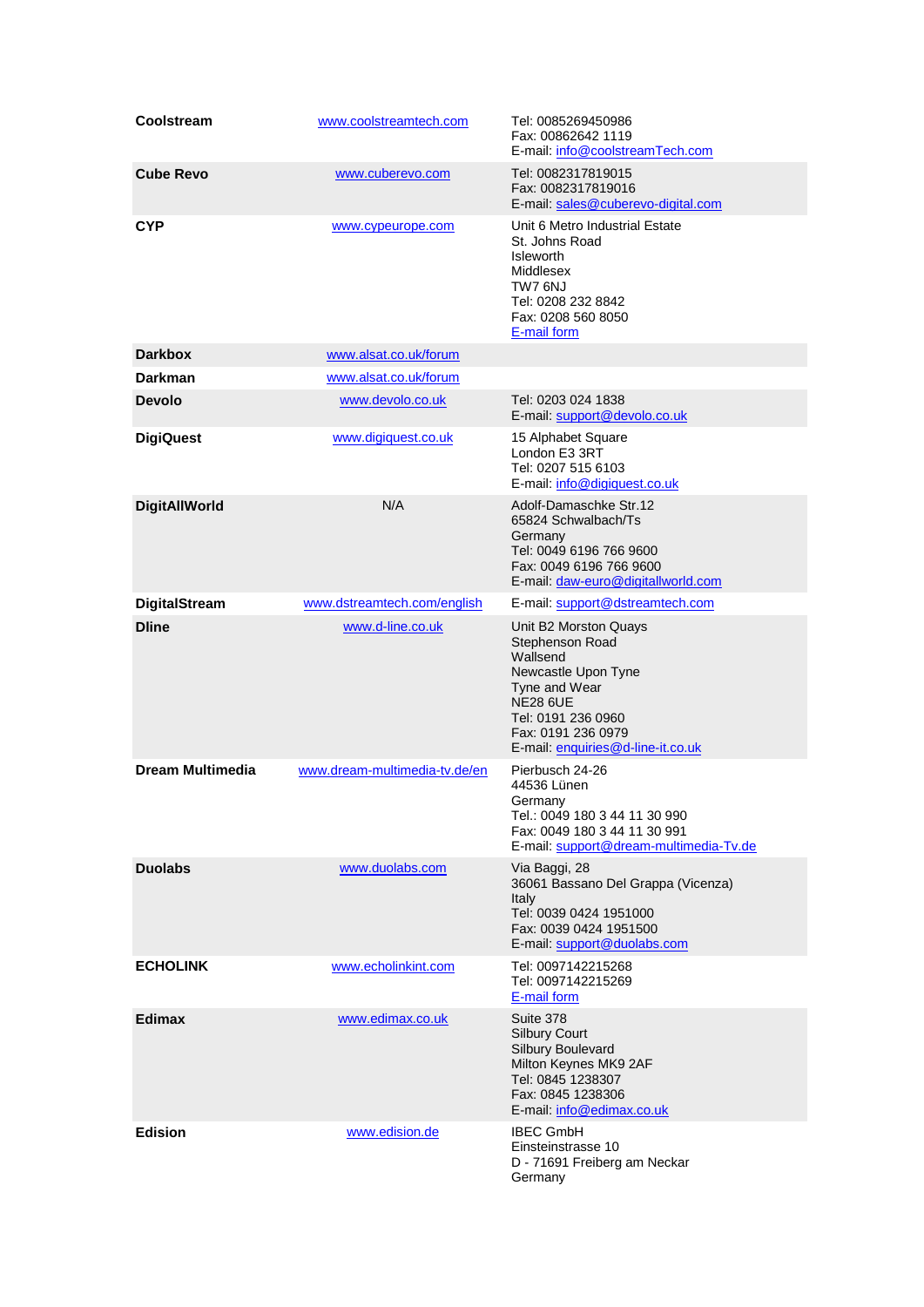| | | |
|---|---|---|
| **Coolstream** | www.coolstreamtech.com | Tel: 0085269450986<br>Fax: 00862642 1119<br>E-mail: info@coolstreamTech.com |
| **Cube Revo** | www.cuberevo.com | Tel: 0082317819015<br>Fax: 0082317819016<br>E-mail: sales@cuberevo-digital.com |
| **CYP** | www.cypeurope.com | Unit 6 Metro Industrial Estate<br>St. Johns Road<br>Isleworth<br>Middlesex<br>TW7 6NJ<br>Tel: 0208 232 8842<br>Fax: 0208 560 8050<br>E-mail form |
| **Darkbox** | www.alsat.co.uk/forum | |
| **Darkman** | www.alsat.co.uk/forum | |
| **Devolo** | www.devolo.co.uk | Tel: 0203 024 1838<br>E-mail: support@devolo.co.uk |
| **DigiQuest** | www.digiquest.co.uk | 15 Alphabet Square<br>London E3 3RT<br>Tel: 0207 515 6103<br>E-mail: info@digiquest.co.uk |
| **DigitAllWorld** | N/A | Adolf-Damaschke Str.12<br>65824 Schwalbach/Ts<br>Germany<br>Tel: 0049 6196 766 9600<br>Fax: 0049 6196 766 9600<br>E-mail: daw-euro@digitallworld.com |
| **DigitalStream** | www.dstreamtech.com/english | E-mail: support@dstreamtech.com |
| **Dline** | www.d-line.co.uk | Unit B2 Morston Quays<br>Stephenson Road<br>Wallsend<br>Newcastle Upon Tyne<br>Tyne and Wear<br>NE28 6UE<br>Tel: 0191 236 0960<br>Fax: 0191 236 0979<br>E-mail: enquiries@d-line-it.co.uk |
| **Dream Multimedia** | www.dream-multimedia-tv.de/en | Pierbusch 24-26<br>44536 Lünen<br>Germany<br>Tel.: 0049 180 3 44 11 30 990<br>Fax: 0049 180 3 44 11 30 991<br>E-mail: support@dream-multimedia-Tv.de |
| **Duolabs** | www.duolabs.com | Via Baggi, 28<br>36061 Bassano Del Grappa (Vicenza)<br>Italy<br>Tel: 0039 0424 1951000<br>Fax: 0039 0424 1951500<br>E-mail: support@duolabs.com |
| **ECHOLINK** | www.echolinkint.com | Tel: 0097142215268<br>Tel: 0097142215269<br>E-mail form |
| **Edimax** | www.edimax.co.uk | Suite 378<br>Silbury Court<br>Silbury Boulevard<br>Milton Keynes MK9 2AF<br>Tel: 0845 1238307<br>Fax: 0845 1238306<br>E-mail: info@edimax.co.uk |
| **Edision** | www.edision.de | IBEC GmbH<br>Einsteinstrasse 10<br>D - 71691 Freiberg am Neckar<br>Germany |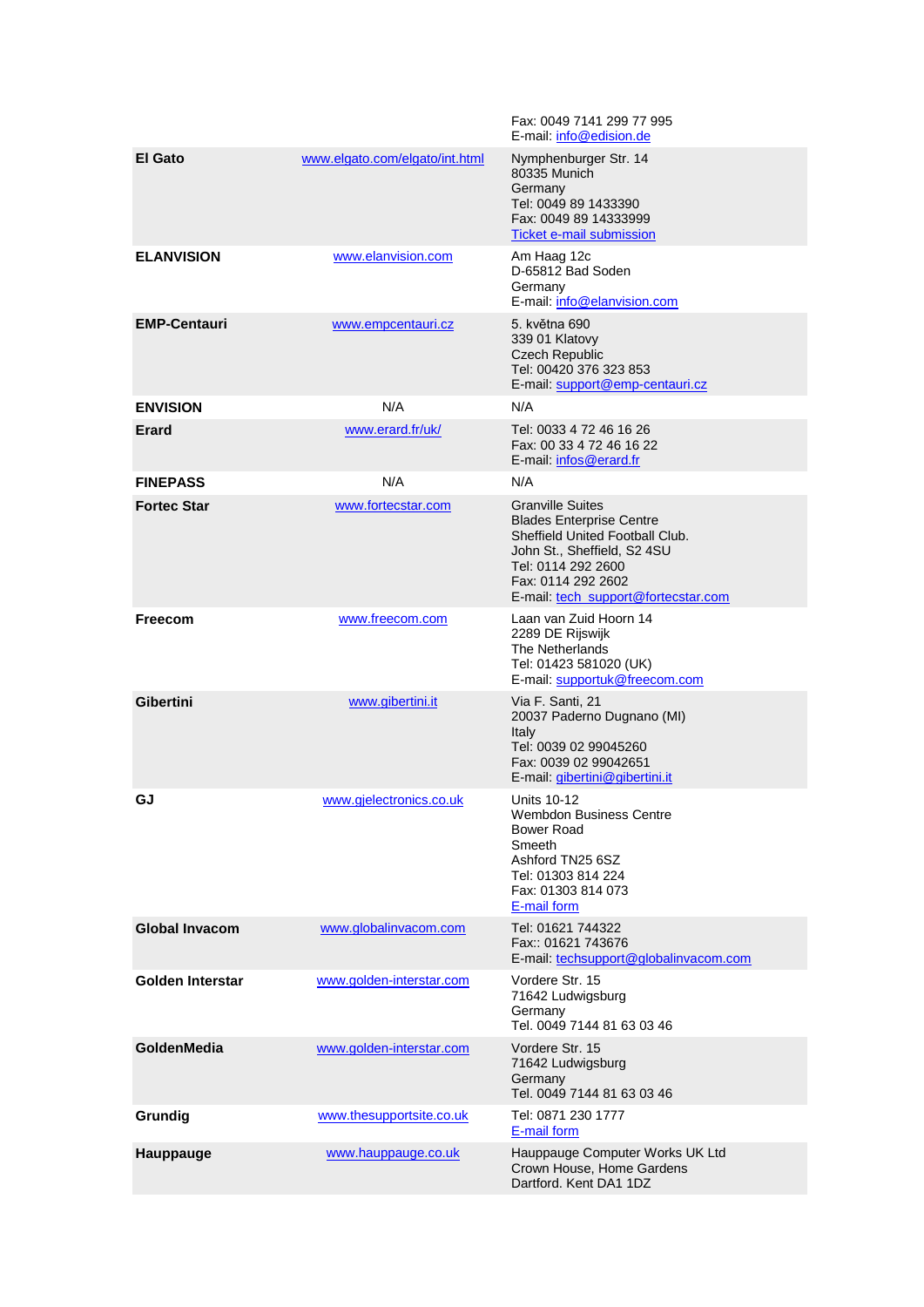| | | |
|---|---|---|
| | | Fax: 0049 7141 299 77 995<br>E-mail: info@edision.de |
| **El Gato** | www.elgato.com/elgato/int.html | Nymphenburger Str. 14<br>80335 Munich<br>Germany<br>Tel: 0049 89 1433390<br>Fax: 0049 89 14333999<br>Ticket e-mail submission |
| **ELANVISION** | www.elanvision.com | Am Haag 12c<br>D-65812 Bad Soden<br>Germany<br>E-mail: info@elanvision.com |
| **EMP-Centauri** | www.empcentauri.cz | 5. května 690<br>339 01 Klatovy<br>Czech Republic<br>Tel: 00420 376 323 853<br>E-mail: support@emp-centauri.cz |
| **ENVISION** | N/A | N/A |
| **Erard** | www.erard.fr/uk/ | Tel: 0033 4 72 46 16 26<br>Fax: 00 33 4 72 46 16 22<br>E-mail: infos@erard.fr |
| **FINEPASS** | N/A | N/A |
| **Fortec Star** | www.fortecstar.com | Granville Suites<br>Blades Enterprise Centre<br>Sheffield United Football Club.<br>John St., Sheffield, S2 4SU<br>Tel: 0114 292 2600<br>Fax: 0114 292 2602<br>E-mail: tech_support@fortecstar.com |
| **Freecom** | www.freecom.com | Laan van Zuid Hoorn 14<br>2289 DE Rijswijk<br>The Netherlands<br>Tel: 01423 581020 (UK)<br>E-mail: supportuk@freecom.com |
| **Gibertini** | www.gibertini.it | Via F. Santi, 21<br>20037 Paderno Dugnano (MI)<br>Italy<br>Tel: 0039 02 99045260<br>Fax: 0039 02 99042651<br>E-mail: gibertini@gibertini.it |
| **GJ** | www.gjelectronics.co.uk | Units 10-12<br>Wembdon Business Centre<br>Bower Road<br>Smeeth<br>Ashford TN25 6SZ<br>Tel: 01303 814 224<br>Fax: 01303 814 073<br>E-mail form |
| **Global Invacom** | www.globalinvacom.com | Tel: 01621 744322<br>Fax:: 01621 743676<br>E-mail: techsupport@globalinvacom.com |
| **Golden Interstar** | www.golden-interstar.com | Vordere Str. 15<br>71642 Ludwigsburg<br>Germany<br>Tel. 0049 7144 81 63 03 46 |
| **GoldenMedia** | www.golden-interstar.com | Vordere Str. 15<br>71642 Ludwigsburg<br>Germany<br>Tel. 0049 7144 81 63 03 46 |
| **Grundig** | www.thesupportsite.co.uk | Tel: 0871 230 1777<br>E-mail form |
| **Hauppauge** | www.hauppauge.co.uk | Hauppauge Computer Works UK Ltd<br>Crown House, Home Gardens<br>Dartford. Kent DA1 1DZ |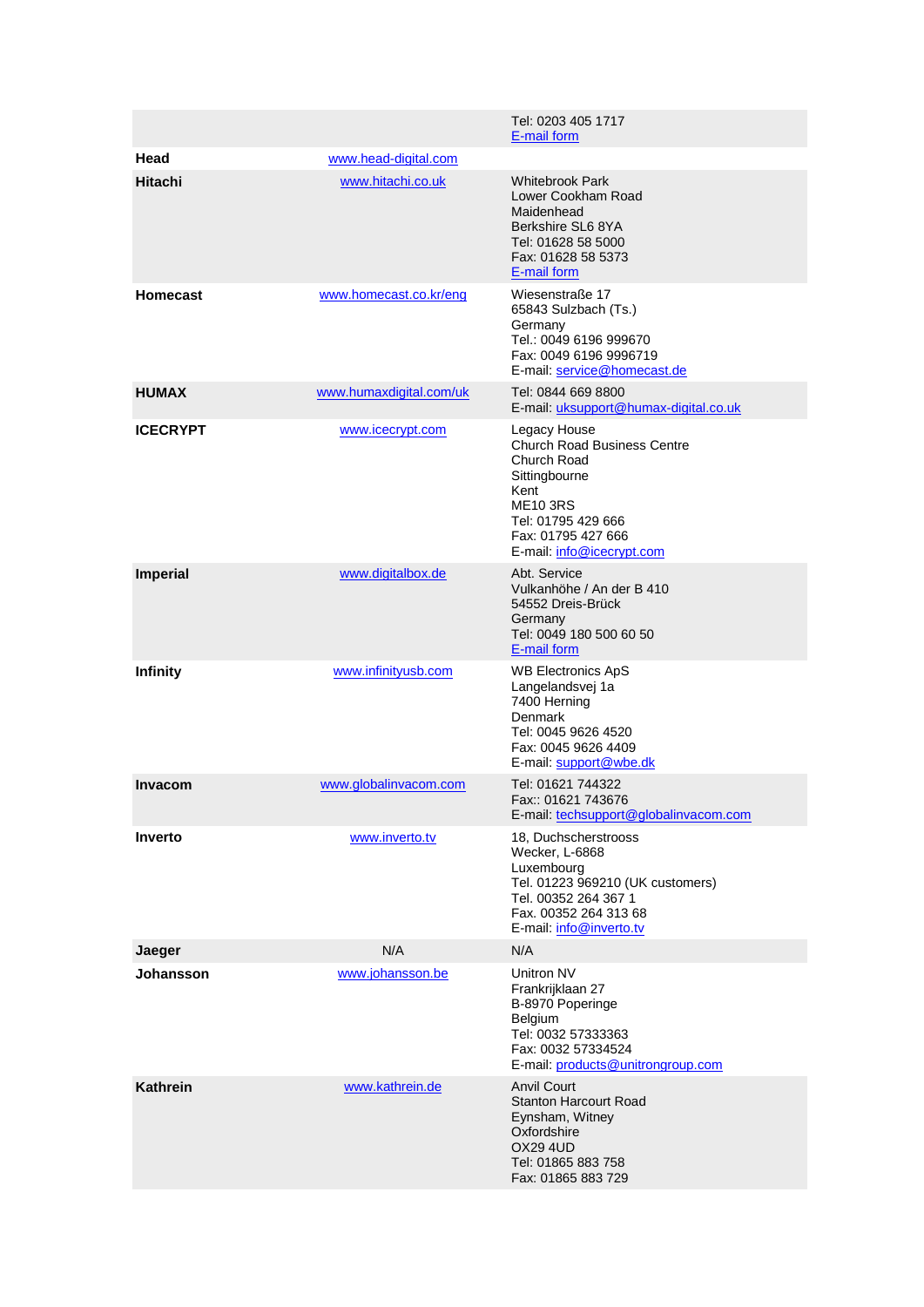| | | |
|---|---|---|
| | | Tel: 0203 405 1717<br>E-mail form |
| **Head** | www.head-digital.com | |
| **Hitachi** | www.hitachi.co.uk | Whitebrook Park<br>Lower Cookham Road<br>Maidenhead<br>Berkshire SL6 8YA<br>Tel: 01628 58 5000<br>Fax: 01628 58 5373<br>E-mail form |
| **Homecast** | www.homecast.co.kr/eng | Wiesenstraße 17<br>65843 Sulzbach (Ts.)<br>Germany<br>Tel.: 0049 6196 999670<br>Fax: 0049 6196 9996719<br>E-mail: service@homecast.de |
| **HUMAX** | www.humaxdigital.com/uk | Tel: 0844 669 8800<br>E-mail: uksupport@humax-digital.co.uk |
| **ICECRYPT** | www.icecrypt.com | Legacy House<br>Church Road Business Centre<br>Church Road<br>Sittingbourne<br>Kent<br>ME10 3RS<br>Tel: 01795 429 666<br>Fax: 01795 427 666<br>E-mail: info@icecrypt.com |
| **Imperial** | www.digitalbox.de | Abt. Service<br>Vulkanhöhe / An der B 410<br>54552 Dreis-Brück<br>Germany<br>Tel: 0049 180 500 60 50<br>E-mail form |
| **Infinity** | www.infinityusb.com | WB Electronics ApS<br>Langelandsvej 1a<br>7400 Herning<br>Denmark<br>Tel: 0045 9626 4520<br>Fax: 0045 9626 4409<br>E-mail: support@wbe.dk |
| **Invacom** | www.globalinvacom.com | Tel: 01621 744322<br>Fax:: 01621 743676<br>E-mail: techsupport@globalinvacom.com |
| **Inverto** | www.inverto.tv | 18, Duchscherstrooss<br>Wecker, L-6868<br>Luxembourg<br>Tel. 01223 969210 (UK customers)<br>Tel. 00352 264 367 1<br>Fax. 00352 264 313 68<br>E-mail: info@inverto.tv |
| **Jaeger** | N/A | N/A |
| **Johansson** | www.johansson.be | Unitron NV<br>Frankrijklaan 27<br>B-8970 Poperinge<br>Belgium<br>Tel: 0032 57333363<br>Fax: 0032 57334524<br>E-mail: products@unitrongroup.com |
| **Kathrein** | www.kathrein.de | Anvil Court<br>Stanton Harcourt Road<br>Eynsham, Witney<br>Oxfordshire<br>OX29 4UD<br>Tel: 01865 883 758<br>Fax: 01865 883 729 |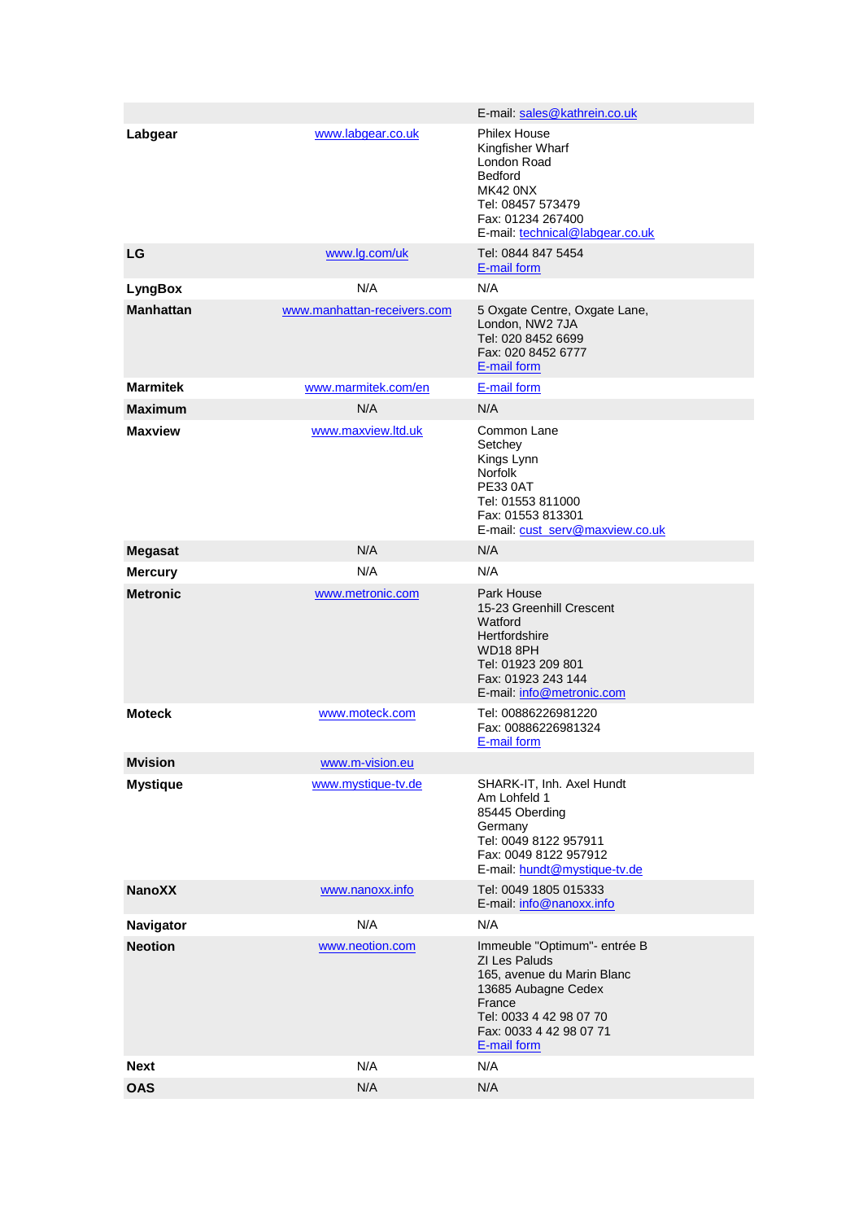| | | |
|---|---|---|
| | | E-mail: sales@kathrein.co.uk |
| **Labgear** | www.labgear.co.uk | Philex House<br>Kingfisher Wharf<br>London Road<br>Bedford<br>MK42 0NX<br>Tel: 08457 573479<br>Fax: 01234 267400<br>E-mail: technical@labgear.co.uk |
| **LG** | www.lg.com/uk | Tel: 0844 847 5454<br>E-mail form |
| **LyngBox** | N/A | N/A |
| **Manhattan** | www.manhattan-receivers.com | 5 Oxgate Centre, Oxgate Lane,<br>London, NW2 7JA<br>Tel: 020 8452 6699<br>Fax: 020 8452 6777<br>E-mail form |
| **Marmitek** | www.marmitek.com/en | E-mail form |
| **Maximum** | N/A | N/A |
| **Maxview** | www.maxview.ltd.uk | Common Lane<br>Setchey<br>Kings Lynn<br>Norfolk<br>PE33 0AT<br>Tel: 01553 811000<br>Fax: 01553 813301<br>E-mail: cust_serv@maxview.co.uk |
| **Megasat** | N/A | N/A |
| **Mercury** | N/A | N/A |
| **Metronic** | www.metronic.com | Park House<br>15-23 Greenhill Crescent<br>Watford<br>Hertfordshire<br>WD18 8PH<br>Tel: 01923 209 801<br>Fax: 01923 243 144<br>E-mail: info@metronic.com |
| **Moteck** | www.moteck.com | Tel: 00886226981220<br>Fax: 00886226981324<br>E-mail form |
| **Mvision** | www.m-vision.eu | |
| **Mystique** | www.mystique-tv.de | SHARK-IT, Inh. Axel Hundt<br>Am Lohfeld 1<br>85445 Oberding<br>Germany<br>Tel: 0049 8122 957911<br>Fax: 0049 8122 957912<br>E-mail: hundt@mystique-tv.de |
| **NanoXX** | www.nanoxx.info | Tel: 0049 1805 015333<br>E-mail: info@nanoxx.info |
| **Navigator** | N/A | N/A |
| **Neotion** | www.neotion.com | Immeuble "Optimum"- entrée B<br>ZI Les Paluds<br>165, avenue du Marin Blanc<br>13685 Aubagne Cedex<br>France<br>Tel: 0033 4 42 98 07 70<br>Fax: 0033 4 42 98 07 71<br>E-mail form |
| **Next** | N/A | N/A |
| **OAS** | N/A | N/A |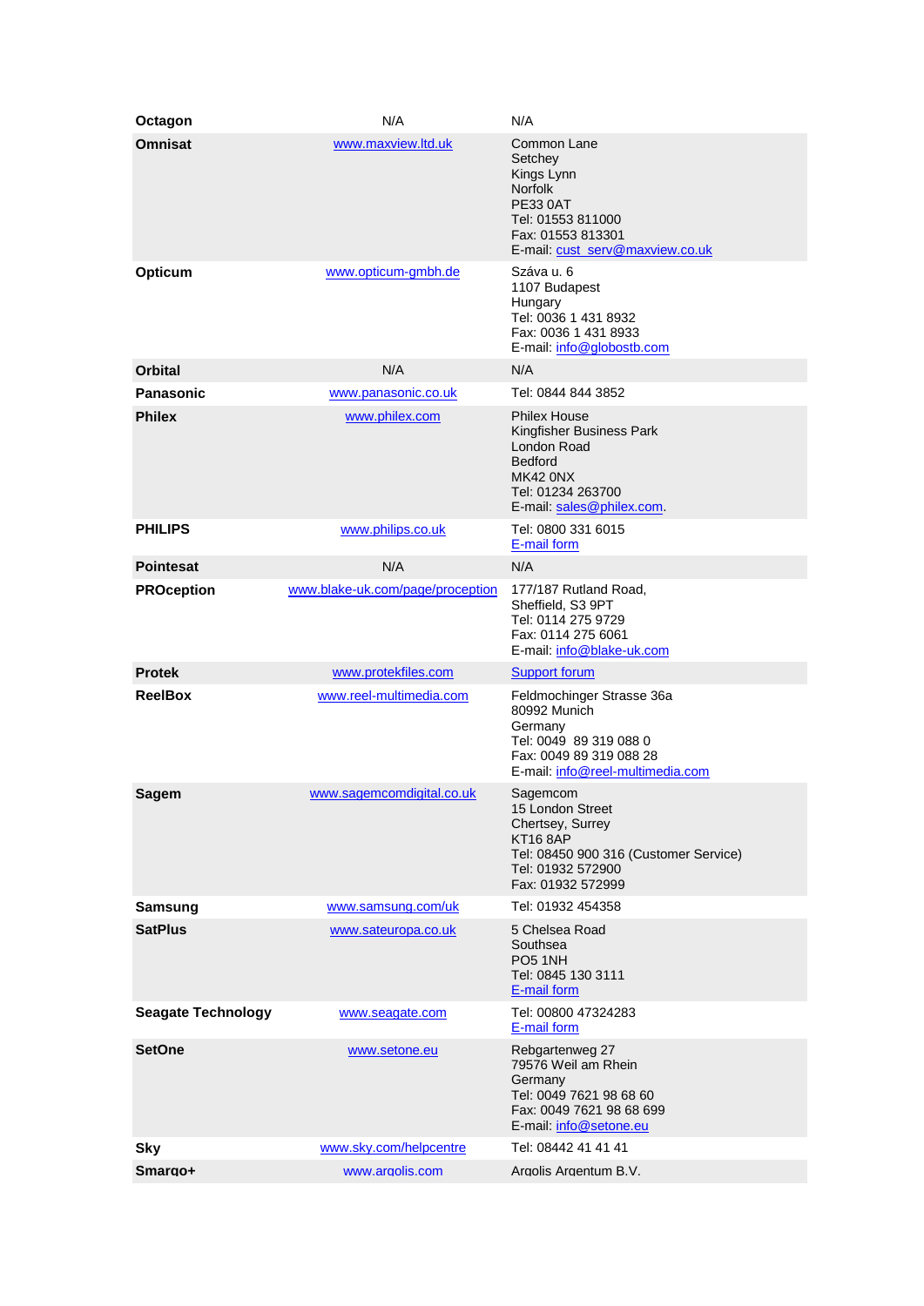| | | |
|---|---|---|
| **Octagon** | N/A | N/A |
| **Omnisat** | www.maxview.ltd.uk | Common Lane<br>Setchey<br>Kings Lynn<br>Norfolk<br>PE33 0AT<br>Tel: 01553 811000<br>Fax: 01553 813301<br>E-mail: cust_serv@maxview.co.uk |
| **Opticum** | www.opticum-gmbh.de | Száva u. 6<br>1107 Budapest<br>Hungary<br>Tel: 0036 1 431 8932<br>Fax: 0036 1 431 8933<br>E-mail: info@globostb.com |
| **Orbital** | N/A | N/A |
| **Panasonic** | www.panasonic.co.uk | Tel: 0844 844 3852 |
| **Philex** | www.philex.com | Philex House<br>Kingfisher Business Park<br>London Road<br>Bedford<br>MK42 0NX<br>Tel: 01234 263700<br>E-mail: sales@philex.com. |
| **PHILIPS** | www.philips.co.uk | Tel: 0800 331 6015<br>E-mail form |
| **Pointesat** | N/A | N/A |
| **PROception** | www.blake-uk.com/page/proception | 177/187 Rutland Road,<br>Sheffield, S3 9PT<br>Tel: 0114 275 9729<br>Fax: 0114 275 6061<br>E-mail: info@blake-uk.com |
| **Protek** | www.protekfiles.com | Support forum |
| **ReelBox** | www.reel-multimedia.com | Feldmochinger Strasse 36a<br>80992 Munich<br>Germany<br>Tel: 0049 89 319 088 0<br>Fax: 0049 89 319 088 28<br>E-mail: info@reel-multimedia.com |
| **Sagem** | www.sagemcomdigital.co.uk | Sagemcom<br>15 London Street<br>Chertsey, Surrey<br>KT16 8AP<br>Tel: 08450 900 316 (Customer Service)<br>Tel: 01932 572900<br>Fax: 01932 572999 |
| **Samsung** | www.samsung.com/uk | Tel: 01932 454358 |
| **SatPlus** | www.sateuropa.co.uk | 5 Chelsea Road<br>Southsea<br>PO5 1NH<br>Tel: 0845 130 3111<br>E-mail form |
| **Seagate Technology** | www.seagate.com | Tel: 00800 47324283<br>E-mail form |
| **SetOne** | www.setone.eu | Rebgartenweg 27<br>79576 Weil am Rhein<br>Germany<br>Tel: 0049 7621 98 68 60<br>Fax: 0049 7621 98 68 699<br>E-mail: info@setone.eu |
| **Sky** | www.sky.com/helpcentre | Tel: 08442 41 41 41 |
| **Smargo+** | www.argolis.com | Argolis Argentum B.V. |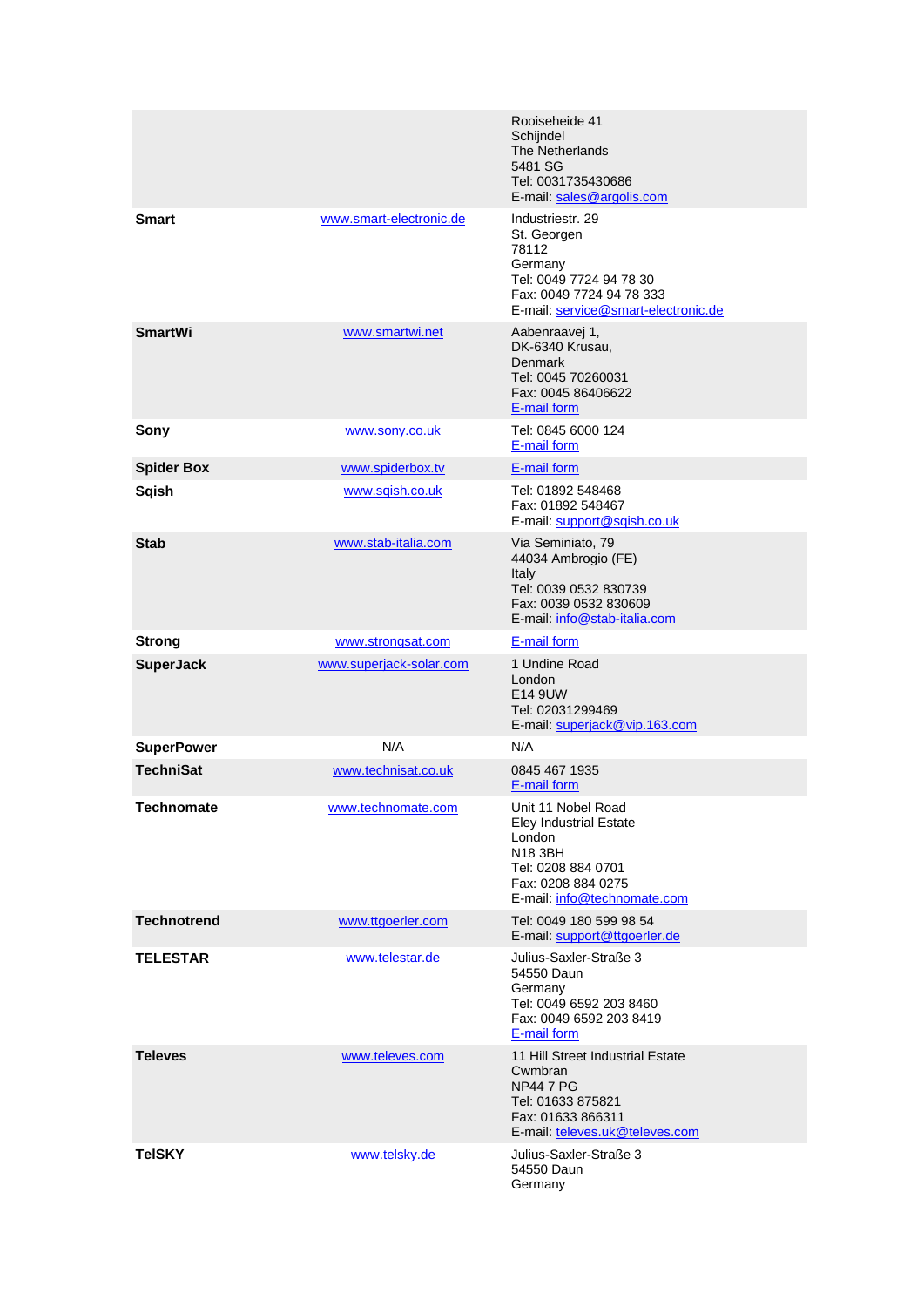| | | |
|---|---|---|
| | | Rooiseheide 41<br>Schijndel<br>The Netherlands<br>5481 SG<br>Tel: 0031735430686<br>E-mail: sales@argolis.com |
| **Smart** | www.smart-electronic.de | Industriestr. 29<br>St. Georgen<br>78112<br>Germany<br>Tel: 0049 7724 94 78 30<br>Fax: 0049 7724 94 78 333<br>E-mail: service@smart-electronic.de |
| **SmartWi** | www.smartwi.net | Aabenraavej 1,<br>DK-6340 Krusau,<br>Denmark<br>Tel: 0045 70260031<br>Fax: 0045 86406622<br>E-mail form |
| **Sony** | www.sony.co.uk | Tel: 0845 6000 124<br>E-mail form |
| **Spider Box** | www.spiderbox.tv | E-mail form |
| **Sqish** | www.sqish.co.uk | Tel: 01892 548468<br>Fax: 01892 548467<br>E-mail: support@sqish.co.uk |
| **Stab** | www.stab-italia.com | Via Seminiato, 79<br>44034 Ambrogio (FE)<br>Italy<br>Tel: 0039 0532 830739<br>Fax: 0039 0532 830609<br>E-mail: info@stab-italia.com |
| **Strong** | www.strongsat.com | E-mail form |
| **SuperJack** | www.superjack-solar.com | 1 Undine Road<br>London<br>E14 9UW<br>Tel: 02031299469<br>E-mail: superjack@vip.163.com |
| **SuperPower** | N/A | N/A |
| **TechniSat** | www.technisat.co.uk | 0845 467 1935<br>E-mail form |
| **Technomate** | www.technomate.com | Unit 11 Nobel Road<br>Eley Industrial Estate<br>London<br>N18 3BH<br>Tel: 0208 884 0701<br>Fax: 0208 884 0275<br>E-mail: info@technomate.com |
| **Technotrend** | www.ttgoerler.com | Tel: 0049 180 599 98 54<br>E-mail: support@ttgoerler.de |
| **TELESTAR** | www.telestar.de | Julius-Saxler-Straße 3<br>54550 Daun<br>Germany<br>Tel: 0049 6592 203 8460<br>Fax: 0049 6592 203 8419<br>E-mail form |
| **Televes** | www.televes.com | 11 Hill Street Industrial Estate<br>Cwmbran<br>NP44 7 PG<br>Tel: 01633 875821<br>Fax: 01633 866311<br>E-mail: televes.uk@televes.com |
| **TelSKY** | www.telsky.de | Julius-Saxler-Straße 3<br>54550 Daun<br>Germany |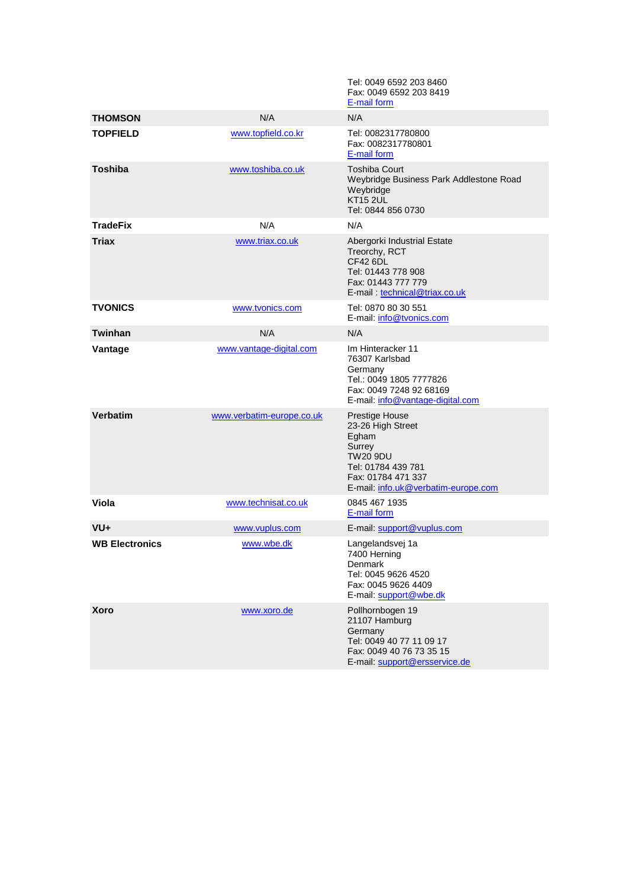| | | |
|---|---|---|
| | | Tel: 0049 6592 203 8460<br>Fax: 0049 6592 203 8419<br>E-mail form |
| **THOMSON** | N/A | N/A |
| **TOPFIELD** | www.topfield.co.kr | Tel: 0082317780800<br>Fax: 0082317780801<br>E-mail form |
| **Toshiba** | www.toshiba.co.uk | Toshiba Court<br>Weybridge Business Park Addlestone Road<br>Weybridge<br>KT15 2UL<br>Tel: 0844 856 0730 |
| **TradeFix** | N/A | N/A |
| **Triax** | www.triax.co.uk | Abergorki Industrial Estate<br>Treorchy, RCT<br>CF42 6DL<br>Tel: 01443 778 908<br>Fax: 01443 777 779<br>E-mail : technical@triax.co.uk |
| **TVONICS** | www.tvonics.com | Tel: 0870 80 30 551<br>E-mail: info@tvonics.com |
| **Twinhan** | N/A | N/A |
| **Vantage** | www.vantage-digital.com | Im Hinteracker 11<br>76307 Karlsbad<br>Germany<br>Tel.: 0049 1805 7777826<br>Fax: 0049 7248 92 68169<br>E-mail: info@vantage-digital.com |
| **Verbatim** | www.verbatim-europe.co.uk | Prestige House<br>23-26 High Street<br>Egham<br>Surrey<br>TW20 9DU<br>Tel: 01784 439 781<br>Fax: 01784 471 337<br>E-mail: info.uk@verbatim-europe.com |
| **Viola** | www.technisat.co.uk | 0845 467 1935<br>E-mail form |
| **VU+** | www.vuplus.com | E-mail: support@vuplus.com |
| **WB Electronics** | www.wbe.dk | Langelandsvej 1a<br>7400 Herning<br>Denmark<br>Tel: 0045 9626 4520<br>Fax: 0045 9626 4409<br>E-mail: support@wbe.dk |
| **Xoro** | www.xoro.de | Pollhornbogen 19<br>21107 Hamburg<br>Germany<br>Tel: 0049 40 77 11 09 17<br>Fax: 0049 40 76 73 35 15<br>E-mail: support@ersservice.de |